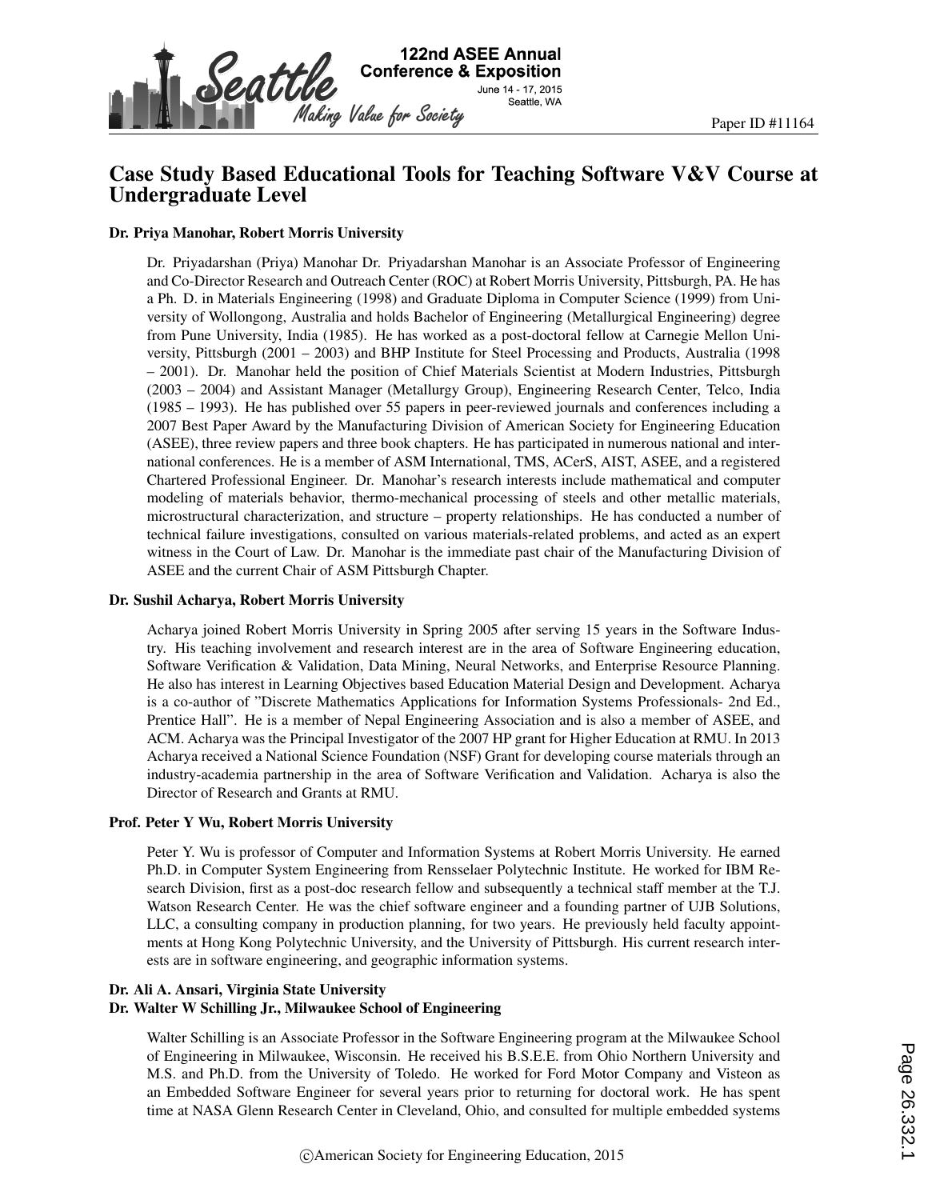Paper ID #11164

# Case Study Based Educational Tools for Teaching Software V&V Course at Undergraduate Level

### Dr. Priya Manohar, Robert Morris University

Dr. Priyadarshan (Priya) Manohar Dr. Priyadarshan Manohar is an Associate Professor of Engineering and Co-Director Research and Outreach Center (ROC) at Robert Morris University, Pittsburgh, PA. He has a Ph. D. in Materials Engineering (1998) and Graduate Diploma in Computer Science (1999) from University of Wollongong, Australia and holds Bachelor of Engineering (Metallurgical Engineering) degree from Pune University, India (1985). He has worked as a post-doctoral fellow at Carnegie Mellon University, Pittsburgh (2001 – 2003) and BHP Institute for Steel Processing and Products, Australia (1998 – 2001). Dr. Manohar held the position of Chief Materials Scientist at Modern Industries, Pittsburgh (2003 – 2004) and Assistant Manager (Metallurgy Group), Engineering Research Center, Telco, India (1985 – 1993). He has published over 55 papers in peer-reviewed journals and conferences including a 2007 Best Paper Award by the Manufacturing Division of American Society for Engineering Education (ASEE), three review papers and three book chapters. He has participated in numerous national and international conferences. He is a member of ASM International, TMS, ACerS, AIST, ASEE, and a registered Chartered Professional Engineer. Dr. Manohar's research interests include mathematical and computer modeling of materials behavior, thermo-mechanical processing of steels and other metallic materials, microstructural characterization, and structure – property relationships. He has conducted a number of technical failure investigations, consulted on various materials-related problems, and acted as an expert witness in the Court of Law. Dr. Manohar is the immediate past chair of the Manufacturing Division of ASEE and the current Chair of ASM Pittsburgh Chapter.

### Dr. Sushil Acharya, Robert Morris University

Acharya joined Robert Morris University in Spring 2005 after serving 15 years in the Software Industry. His teaching involvement and research interest are in the area of Software Engineering education, Software Verification & Validation, Data Mining, Neural Networks, and Enterprise Resource Planning. He also has interest in Learning Objectives based Education Material Design and Development. Acharya is a co-author of "Discrete Mathematics Applications for Information Systems Professionals- 2nd Ed., Prentice Hall". He is a member of Nepal Engineering Association and is also a member of ASEE, and ACM. Acharya was the Principal Investigator of the 2007 HP grant for Higher Education at RMU. In 2013 Acharya received a National Science Foundation (NSF) Grant for developing course materials through an industry-academia partnership in the area of Software Verification and Validation. Acharya is also the Director of Research and Grants at RMU.

### Prof. Peter Y Wu, Robert Morris University

Peter Y. Wu is professor of Computer and Information Systems at Robert Morris University. He earned Ph.D. in Computer System Engineering from Rensselaer Polytechnic Institute. He worked for IBM Research Division, first as a post-doc research fellow and subsequently a technical staff member at the T.J. Watson Research Center. He was the chief software engineer and a founding partner of UJB Solutions, LLC, a consulting company in production planning, for two years. He previously held faculty appointments at Hong Kong Polytechnic University, and the University of Pittsburgh. His current research interests are in software engineering, and geographic information systems.

### Dr. Ali A. Ansari, Virginia State University

### Dr. Walter W Schilling Jr., Milwaukee School of Engineering

Walter Schilling is an Associate Professor in the Software Engineering program at the Milwaukee School of Engineering in Milwaukee, Wisconsin. He received his B.S.E.E. from Ohio Northern University and M.S. and Ph.D. from the University of Toledo. He worked for Ford Motor Company and Visteon as an Embedded Software Engineer for several years prior to returning for doctoral work. He has spent time at NASA Glenn Research Center in Cleveland, Ohio, and consulted for multiple embedded systems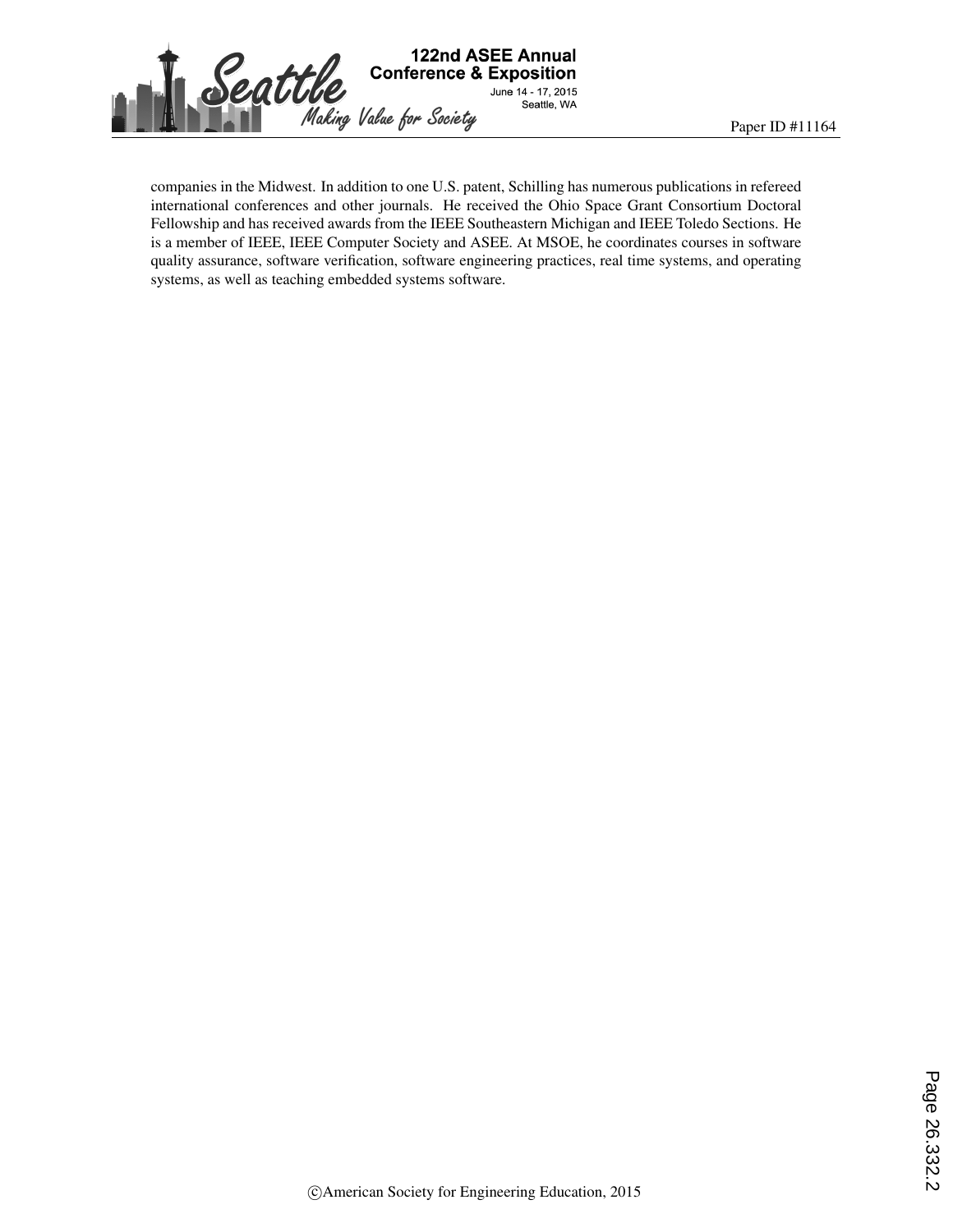companies in the Midwest. In addition to one U.S. patent, Schilling has numerous publications in refereed international conferences and other journals. He received the Ohio Space Grant Consortium Doctoral Fellowship and has received awards from the IEEE Southeastern Michigan and IEEE Toledo Sections. He is a member of IEEE, IEEE Computer Society and ASEE. At MSOE, he coordinates courses in software quality assurance, software verification, software engineering practices, real time systems, and operating systems, as well as teaching embedded systems software.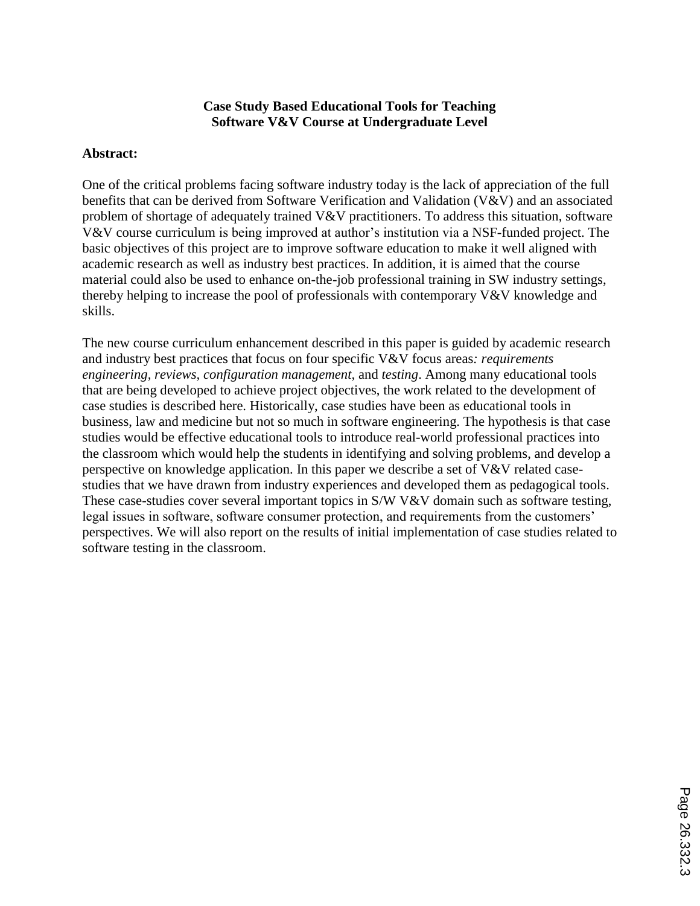**Case Study Based Educational Tools for Teaching Software V&V Course at Undergraduate Level**

**Abstract:**

One of the critical problems facing software industry today is the lack of appreciation of the full benefits that can be derived from Software Verification and Validation (V&V) and an associated problem of shortage of adequately trained V&V practitioners. To address this situation, software V&V course curriculum is being improved at author's institution via a NSF-funded project. The basic objectives of this project are to improve software education to make it well aligned with academic research as well as industry best practices. In addition, it is aimed that the course material could also be used to enhance on-the-job professional training in SW industry settings, thereby helping to increase the pool of professionals with contemporary V&V knowledge and skills.

The new course curriculum enhancement described in this paper is guided by academic research and industry best practices that focus on four specific V&V focus areas*: requirements engineering, reviews*, *configuration management,* and *testing*. Among many educational tools that are being developed to achieve project objectives, the work related to the development of case studies is described here. Historically, case studies have been as educational tools in business, law and medicine but not so much in software engineering. The hypothesis is that case studies would be effective educational tools to introduce real-world professional practices into the classroom which would help the students in identifying and solving problems, and develop a perspective on knowledge application. In this paper we describe a set of V&V related case-studies that we have drawn from industry experiences and developed them as pedagogical tools. These case-studies cover several important topics in S/W V&V domain such as software testing, legal issues in software, software consumer protection, and requirements from the customers' perspectives. We will also report on the results of initial implementation of case studies related to software testing in the classroom.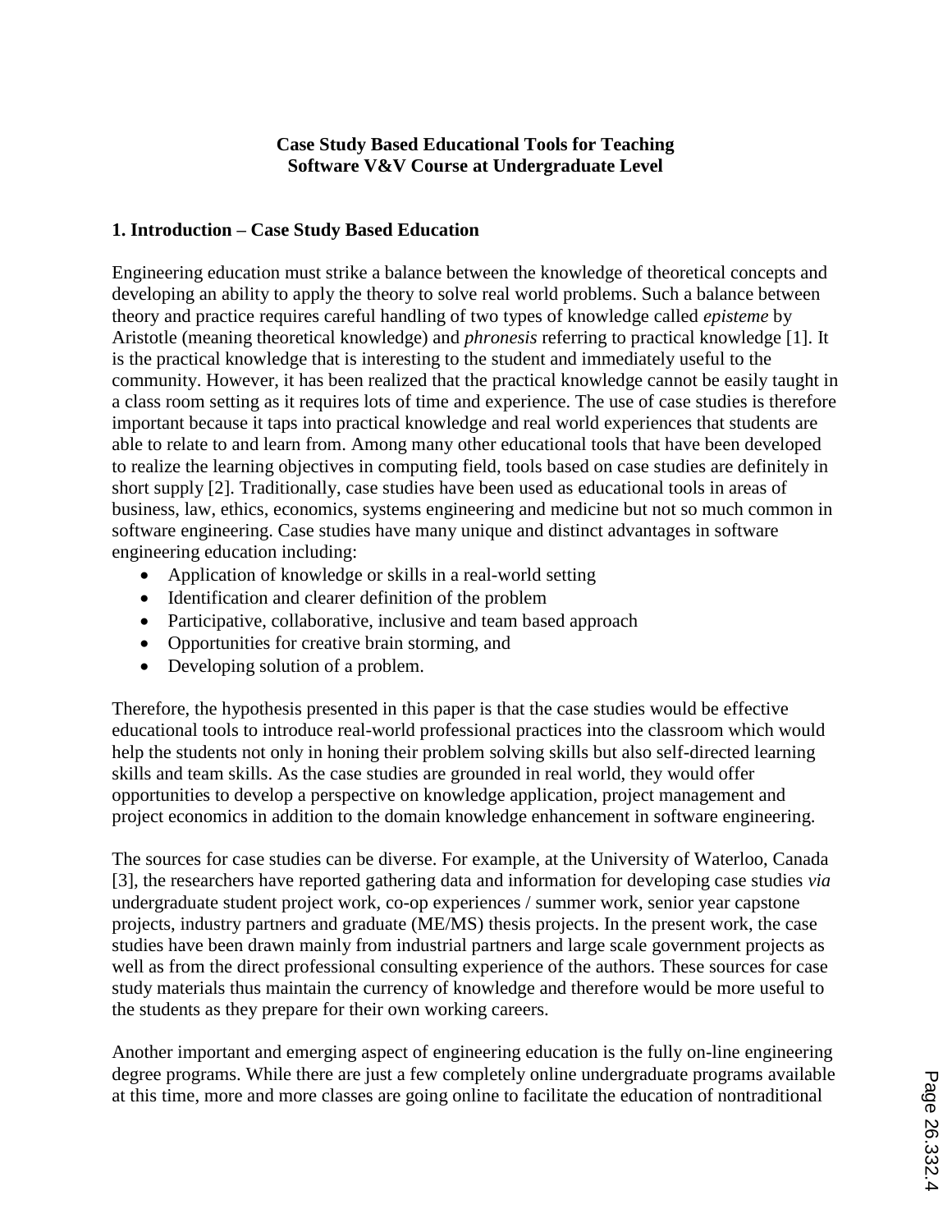**Case Study Based Educational Tools for Teaching Software V&V Course at Undergraduate Level**

## 1. Introduction – Case Study Based Education

Engineering education must strike a balance between the knowledge of theoretical concepts and developing an ability to apply the theory to solve real world problems. Such a balance between theory and practice requires careful handling of two types of knowledge called *episteme* by Aristotle (meaning theoretical knowledge) and *phronesis* referring to practical knowledge [1]. It is the practical knowledge that is interesting to the student and immediately useful to the community. However, it has been realized that the practical knowledge cannot be easily taught in a class room setting as it requires lots of time and experience. The use of case studies is therefore important because it taps into practical knowledge and real world experiences that students are able to relate to and learn from. Among many other educational tools that have been developed to realize the learning objectives in computing field, tools based on case studies are definitely in short supply [2]. Traditionally, case studies have been used as educational tools in areas of business, law, ethics, economics, systems engineering and medicine but not so much common in software engineering. Case studies have many unique and distinct advantages in software engineering education including:

- Application of knowledge or skills in a real-world setting
- Identification and clearer definition of the problem
- Participative, collaborative, inclusive and team based approach
- Opportunities for creative brain storming, and
- Developing solution of a problem.

Therefore, the hypothesis presented in this paper is that the case studies would be effective educational tools to introduce real-world professional practices into the classroom which would help the students not only in honing their problem solving skills but also self-directed learning skills and team skills. As the case studies are grounded in real world, they would offer opportunities to develop a perspective on knowledge application, project management and project economics in addition to the domain knowledge enhancement in software engineering.

The sources for case studies can be diverse. For example, at the University of Waterloo, Canada [3], the researchers have reported gathering data and information for developing case studies *via* undergraduate student project work, co-op experiences / summer work, senior year capstone projects, industry partners and graduate (ME/MS) thesis projects. In the present work, the case studies have been drawn mainly from industrial partners and large scale government projects as well as from the direct professional consulting experience of the authors. These sources for case study materials thus maintain the currency of knowledge and therefore would be more useful to the students as they prepare for their own working careers.

Another important and emerging aspect of engineering education is the fully on-line engineering degree programs. While there are just a few completely online undergraduate programs available at this time, more and more classes are going online to facilitate the education of nontraditional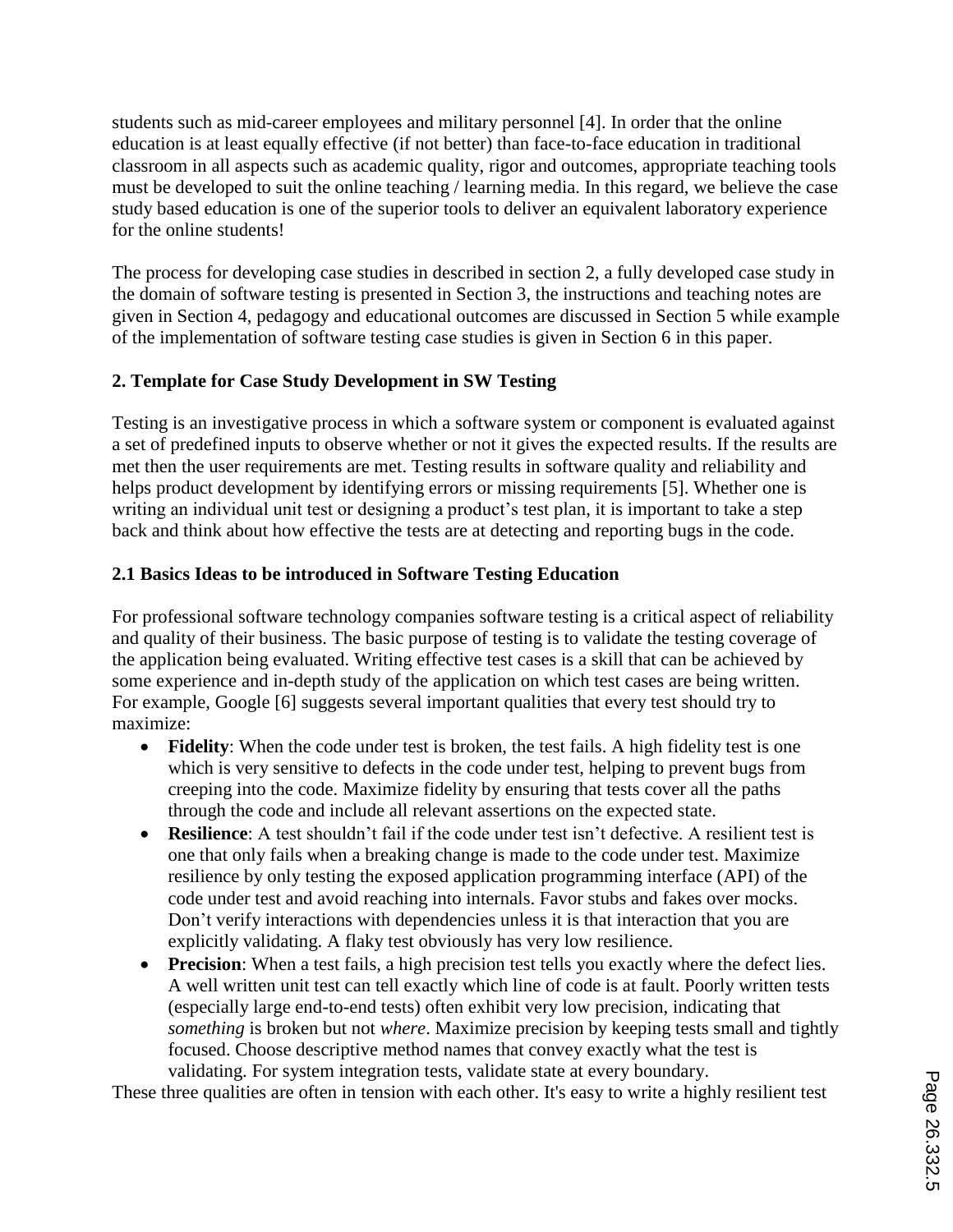students such as mid-career employees and military personnel [4]. In order that the online education is at least equally effective (if not better) than face-to-face education in traditional classroom in all aspects such as academic quality, rigor and outcomes, appropriate teaching tools must be developed to suit the online teaching / learning media. In this regard, we believe the case study based education is one of the superior tools to deliver an equivalent laboratory experience for the online students!

The process for developing case studies in described in section 2, a fully developed case study in the domain of software testing is presented in Section 3, the instructions and teaching notes are given in Section 4, pedagogy and educational outcomes are discussed in Section 5 while example of the implementation of software testing case studies is given in Section 6 in this paper.

## 2. Template for Case Study Development in SW Testing

Testing is an investigative process in which a software system or component is evaluated against a set of predefined inputs to observe whether or not it gives the expected results. If the results are met then the user requirements are met. Testing results in software quality and reliability and helps product development by identifying errors or missing requirements [5]. Whether one is writing an individual unit test or designing a product's test plan, it is important to take a step back and think about how effective the tests are at detecting and reporting bugs in the code.

### 2.1 Basics Ideas to be introduced in Software Testing Education

For professional software technology companies software testing is a critical aspect of reliability and quality of their business. The basic purpose of testing is to validate the testing coverage of the application being evaluated. Writing effective test cases is a skill that can be achieved by some experience and in-depth study of the application on which test cases are being written. For example, Google [6] suggests several important qualities that every test should try to maximize:

- **Fidelity**: When the code under test is broken, the test fails. A high fidelity test is one which is very sensitive to defects in the code under test, helping to prevent bugs from creeping into the code. Maximize fidelity by ensuring that tests cover all the paths through the code and include all relevant assertions on the expected state.
- **Resilience**: A test shouldn't fail if the code under test isn't defective. A resilient test is one that only fails when a breaking change is made to the code under test. Maximize resilience by only testing the exposed application programming interface (API) of the code under test and avoid reaching into internals. Favor stubs and fakes over mocks. Don't verify interactions with dependencies unless it is that interaction that you are explicitly validating. A flaky test obviously has very low resilience.
- **Precision**: When a test fails, a high precision test tells you exactly where the defect lies. A well written unit test can tell exactly which line of code is at fault. Poorly written tests (especially large end-to-end tests) often exhibit very low precision, indicating that *something* is broken but not *where*. Maximize precision by keeping tests small and tightly focused. Choose descriptive method names that convey exactly what the test is validating. For system integration tests, validate state at every boundary.

These three qualities are often in tension with each other. It's easy to write a highly resilient test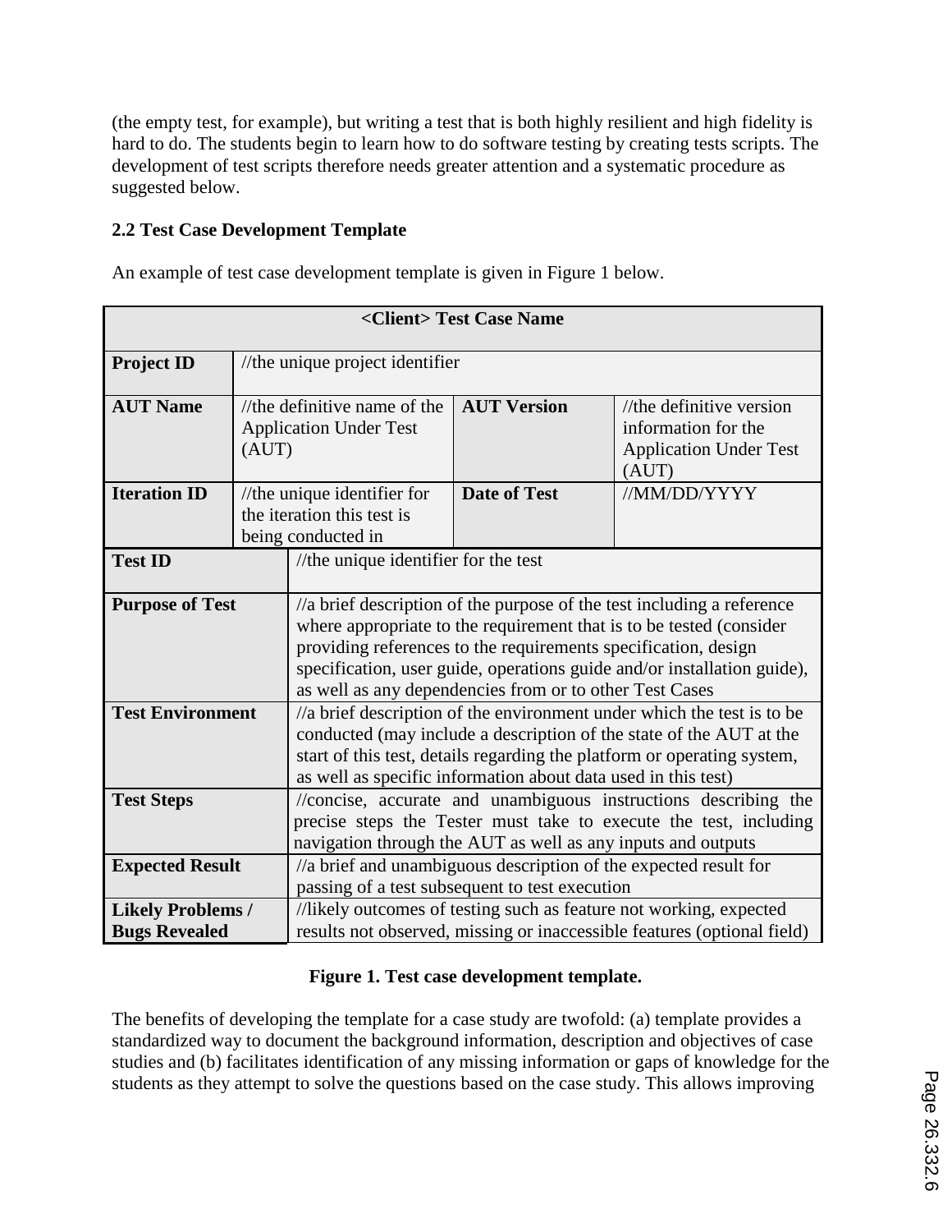(the empty test, for example), but writing a test that is both highly resilient and high fidelity is hard to do. The students begin to learn how to do software testing by creating tests scripts. The development of test scripts therefore needs greater attention and a systematic procedure as suggested below.

### 2.2 Test Case Development Template

An example of test case development template is given in Figure 1 below.

| **<Client> Test Case Name** | | | |
|---|---|---|---|
| **Project ID** | //the unique project identifier | | |
| **AUT Name** | //the definitive name of the Application Under Test (AUT) | **AUT Version** | //the definitive version information for the Application Under Test (AUT) |
| **Iteration ID** | //the unique identifier for the iteration this test is being conducted in | **Date of Test** | //MM/DD/YYYY |
| **Test ID** | //the unique identifier for the test | | |
| **Purpose of Test** | //a brief description of the purpose of the test including a reference where appropriate to the requirement that is to be tested (consider providing references to the requirements specification, design specification, user guide, operations guide and/or installation guide), as well as any dependencies from or to other Test Cases | | |
| **Test Environment** | //a brief description of the environment under which the test is to be conducted (may include a description of the state of the AUT at the start of this test, details regarding the platform or operating system, as well as specific information about data used in this test) | | |
| **Test Steps** | //concise, accurate and unambiguous instructions describing the precise steps the Tester must take to execute the test, including navigation through the AUT as well as any inputs and outputs | | |
| **Expected Result** | //a brief and unambiguous description of the expected result for passing of a test subsequent to test execution | | |
| **Likely Problems / Bugs Revealed** | //likely outcomes of testing such as feature not working, expected results not observed, missing or inaccessible features (optional field) | | |

**Figure 1. Test case development template.**

The benefits of developing the template for a case study are twofold: (a) template provides a standardized way to document the background information, description and objectives of case studies and (b) facilitates identification of any missing information or gaps of knowledge for the students as they attempt to solve the questions based on the case study. This allows improving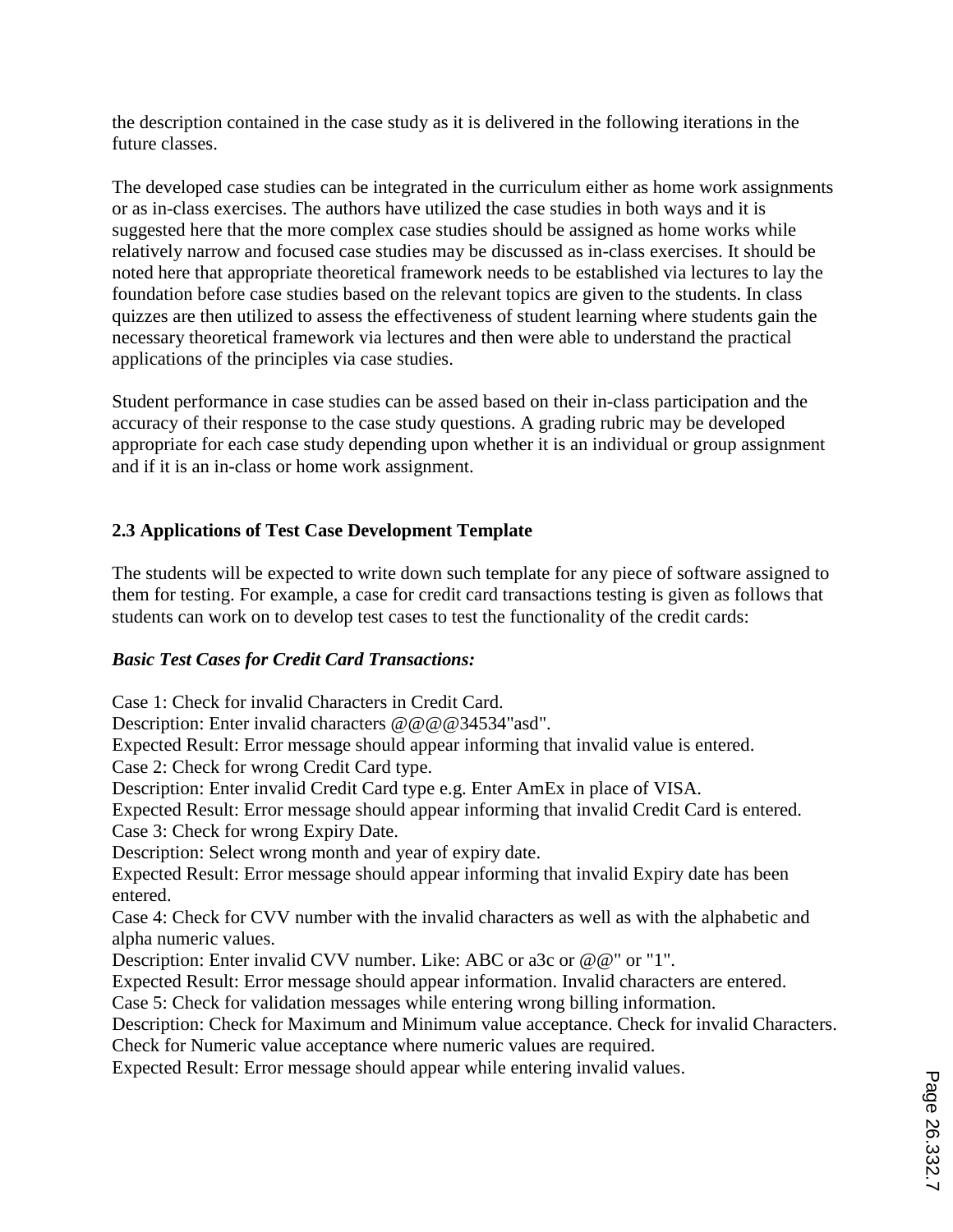the description contained in the case study as it is delivered in the following iterations in the future classes.

The developed case studies can be integrated in the curriculum either as home work assignments or as in-class exercises. The authors have utilized the case studies in both ways and it is suggested here that the more complex case studies should be assigned as home works while relatively narrow and focused case studies may be discussed as in-class exercises. It should be noted here that appropriate theoretical framework needs to be established via lectures to lay the foundation before case studies based on the relevant topics are given to the students. In class quizzes are then utilized to assess the effectiveness of student learning where students gain the necessary theoretical framework via lectures and then were able to understand the practical applications of the principles via case studies.

Student performance in case studies can be assed based on their in-class participation and the accuracy of their response to the case study questions. A grading rubric may be developed appropriate for each case study depending upon whether it is an individual or group assignment and if it is an in-class or home work assignment.

### 2.3 Applications of Test Case Development Template

The students will be expected to write down such template for any piece of software assigned to them for testing. For example, a case for credit card transactions testing is given as follows that students can work on to develop test cases to test the functionality of the credit cards:

***Basic Test Cases for Credit Card Transactions:***

Case 1: Check for invalid Characters in Credit Card.
Description: Enter invalid characters @@@@34534"asd".
Expected Result: Error message should appear informing that invalid value is entered.
Case 2: Check for wrong Credit Card type.
Description: Enter invalid Credit Card type e.g. Enter AmEx in place of VISA.
Expected Result: Error message should appear informing that invalid Credit Card is entered.
Case 3: Check for wrong Expiry Date.
Description: Select wrong month and year of expiry date.
Expected Result: Error message should appear informing that invalid Expiry date has been entered.
Case 4: Check for CVV number with the invalid characters as well as with the alphabetic and alpha numeric values.
Description: Enter invalid CVV number. Like: ABC or a3c or @@" or "1".
Expected Result: Error message should appear information. Invalid characters are entered.
Case 5: Check for validation messages while entering wrong billing information.
Description: Check for Maximum and Minimum value acceptance. Check for invalid Characters. Check for Numeric value acceptance where numeric values are required.
Expected Result: Error message should appear while entering invalid values.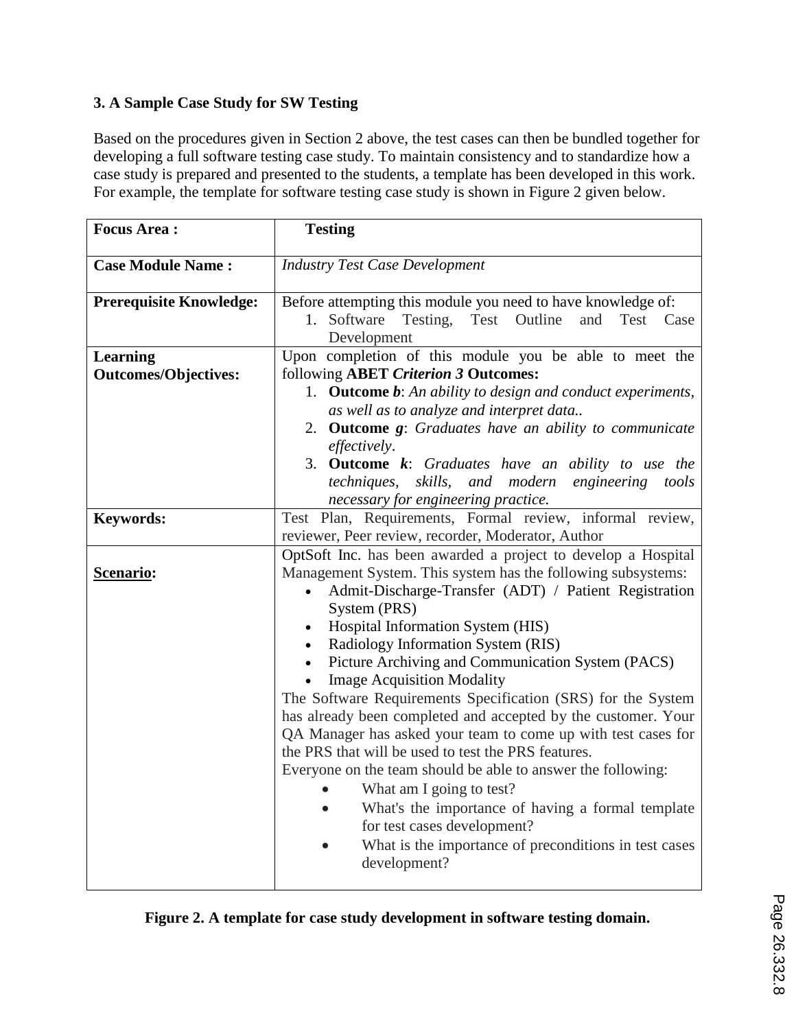### 3. A Sample Case Study for SW Testing

Based on the procedures given in Section 2 above, the test cases can then be bundled together for developing a full software testing case study. To maintain consistency and to standardize how a case study is prepared and presented to the students, a template has been developed in this work. For example, the template for software testing case study is shown in Figure 2 given below.

| **Focus Area :** | **Testing** |
|---|---|
| **Case Module Name :** | *Industry Test Case Development* |
| **Prerequisite Knowledge:** | Before attempting this module you need to have knowledge of:<br>1. Software Testing, Test Outline and Test Case Development |
| **Learning Outcomes/Objectives:** | Upon completion of this module you be able to meet the following **ABET *Criterion 3* Outcomes:**<br>1. **Outcome *b***: *An ability to design and conduct experiments, as well as to analyze and interpret data..*<br>2. **Outcome *g***: *Graduates have an ability to communicate effectively*.<br>3. **Outcome *k***: *Graduates have an ability to use the techniques, skills, and modern engineering tools necessary for engineering practice.* |
| **Keywords:** | Test Plan, Requirements, Formal review, informal review, reviewer, Peer review, recorder, Moderator, Author |
| **<u>Scenario</u>:** | OptSoft Inc. has been awarded a project to develop a Hospital Management System. This system has the following subsystems:<br>• Admit-Discharge-Transfer (ADT) / Patient Registration System (PRS)<br>• Hospital Information System (HIS)<br>• Radiology Information System (RIS)<br>• Picture Archiving and Communication System (PACS)<br>• Image Acquisition Modality<br>The Software Requirements Specification (SRS) for the System has already been completed and accepted by the customer. Your QA Manager has asked your team to come up with test cases for the PRS that will be used to test the PRS features.<br>Everyone on the team should be able to answer the following:<br>• What am I going to test?<br>• What's the importance of having a formal template for test cases development?<br>• What is the importance of preconditions in test cases development? |

**Figure 2. A template for case study development in software testing domain.**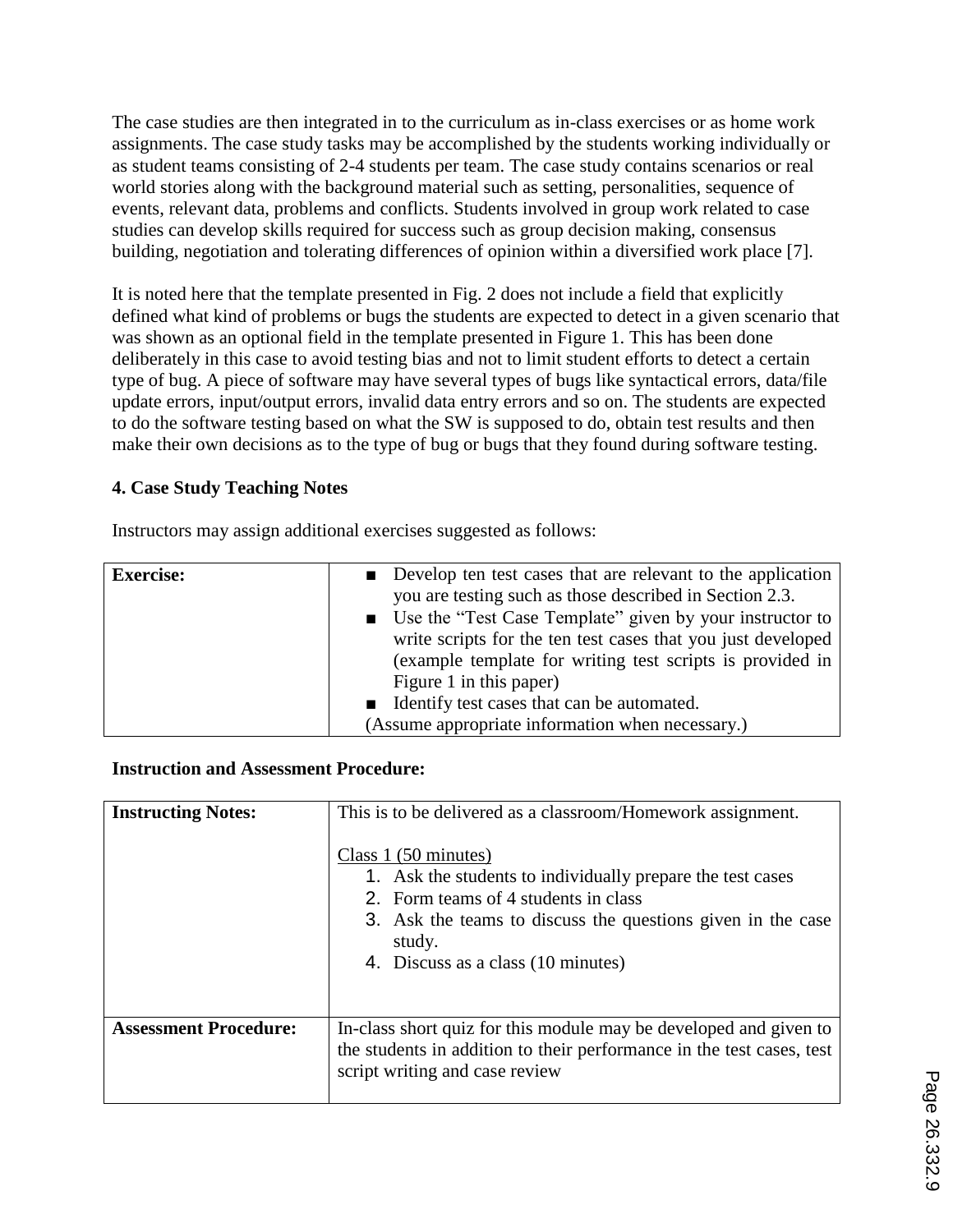The case studies are then integrated in to the curriculum as in-class exercises or as home work assignments. The case study tasks may be accomplished by the students working individually or as student teams consisting of 2-4 students per team. The case study contains scenarios or real world stories along with the background material such as setting, personalities, sequence of events, relevant data, problems and conflicts. Students involved in group work related to case studies can develop skills required for success such as group decision making, consensus building, negotiation and tolerating differences of opinion within a diversified work place [7].

It is noted here that the template presented in Fig. 2 does not include a field that explicitly defined what kind of problems or bugs the students are expected to detect in a given scenario that was shown as an optional field in the template presented in Figure 1. This has been done deliberately in this case to avoid testing bias and not to limit student efforts to detect a certain type of bug. A piece of software may have several types of bugs like syntactical errors, data/file update errors, input/output errors, invalid data entry errors and so on. The students are expected to do the software testing based on what the SW is supposed to do, obtain test results and then make their own decisions as to the type of bug or bugs that they found during software testing.

### 4. Case Study Teaching Notes

Instructors may assign additional exercises suggested as follows:

| **Exercise:** | ■ Develop ten test cases that are relevant to the application you are testing such as those described in Section 2.3.<br>■ Use the "Test Case Template" given by your instructor to write scripts for the ten test cases that you just developed (example template for writing test scripts is provided in Figure 1 in this paper)<br>■ Identify test cases that can be automated.<br>(Assume appropriate information when necessary.) |
|---|---|

**Instruction and Assessment Procedure:**

| **Instructing Notes:** | This is to be delivered as a classroom/Homework assignment.<br><br><u>Class 1 (50 minutes)</u><br>1. Ask the students to individually prepare the test cases<br>2. Form teams of 4 students in class<br>3. Ask the teams to discuss the questions given in the case study.<br>4. Discuss as a class (10 minutes) |
|---|---|
| **Assessment Procedure:** | In-class short quiz for this module may be developed and given to the students in addition to their performance in the test cases, test script writing and case review |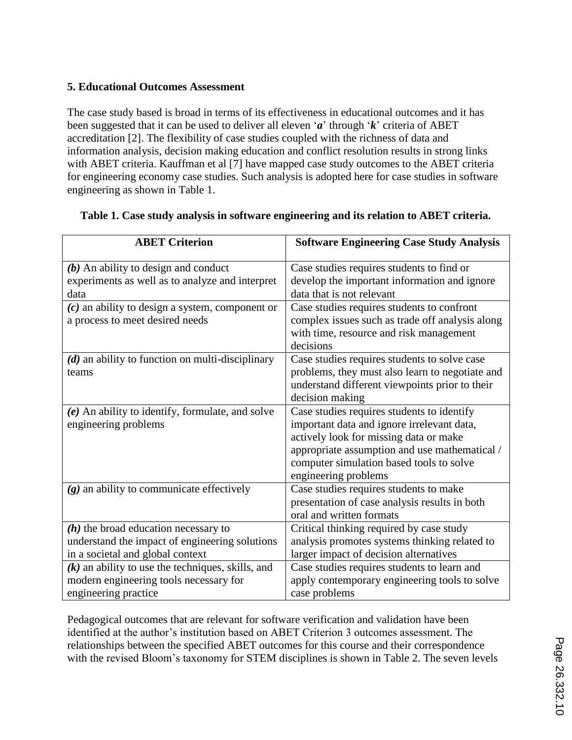## 5. Educational Outcomes Assessment

The case study based is broad in terms of its effectiveness in educational outcomes and it has been suggested that it can be used to deliver all eleven '***a***' through '***k***' criteria of ABET accreditation [2]. The flexibility of case studies coupled with the richness of data and information analysis, decision making education and conflict resolution results in strong links with ABET criteria. Kauffman et al [7] have mapped case study outcomes to the ABET criteria for engineering economy case studies. Such analysis is adopted here for case studies in software engineering as shown in Table 1.

**Table 1. Case study analysis in software engineering and its relation to ABET criteria.**

| ABET Criterion | Software Engineering Case Study Analysis |
| --- | --- |
| ***(b)*** An ability to design and conduct experiments as well as to analyze and interpret data | Case studies requires students to find or develop the important information and ignore data that is not relevant |
| ***(c)*** an ability to design a system, component or a process to meet desired needs | Case studies requires students to confront complex issues such as trade off analysis along with time, resource and risk management decisions |
| ***(d)*** an ability to function on multi-disciplinary teams | Case studies requires students to solve case problems, they must also learn to negotiate and understand different viewpoints prior to their decision making |
| ***(e)*** An ability to identify, formulate, and solve engineering problems | Case studies requires students to identify important data and ignore irrelevant data, actively look for missing data or make appropriate assumption and use mathematical / computer simulation based tools to solve engineering problems |
| ***(g)*** an ability to communicate effectively | Case studies requires students to make presentation of case analysis results in both oral and written formats |
| ***(h)*** the broad education necessary to understand the impact of engineering solutions in a societal and global context | Critical thinking required by case study analysis promotes systems thinking related to larger impact of decision alternatives |
| ***(k)*** an ability to use the techniques, skills, and modern engineering tools necessary for engineering practice | Case studies requires students to learn and apply contemporary engineering tools to solve case problems |

Pedagogical outcomes that are relevant for software verification and validation have been identified at the author's institution based on ABET Criterion 3 outcomes assessment. The relationships between the specified ABET outcomes for this course and their correspondence with the revised Bloom's taxonomy for STEM disciplines is shown in Table 2. The seven levels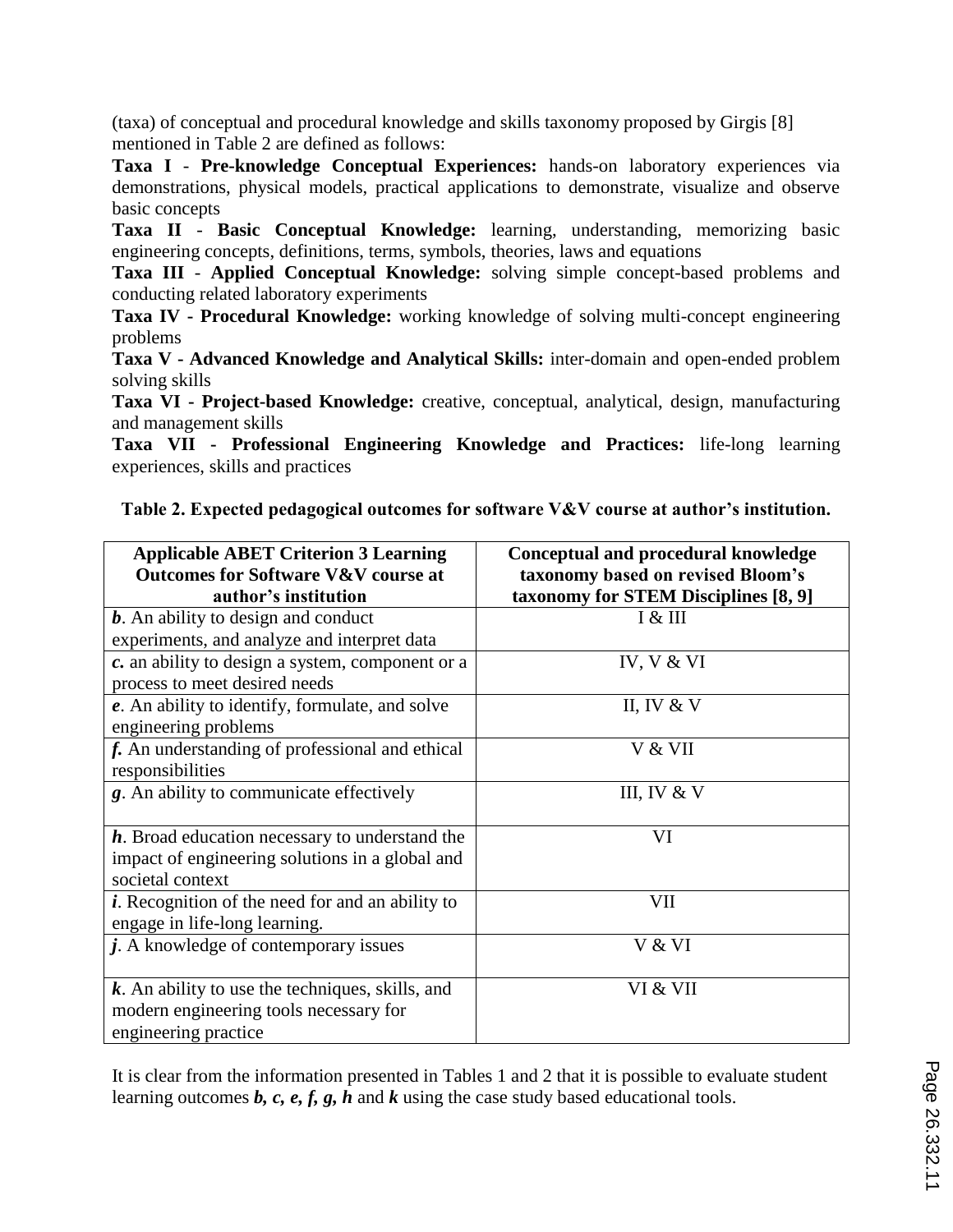(taxa) of conceptual and procedural knowledge and skills taxonomy proposed by Girgis [8] mentioned in Table 2 are defined as follows:

**Taxa I** - **Pre-knowledge Conceptual Experiences:** hands-on laboratory experiences via demonstrations, physical models, practical applications to demonstrate, visualize and observe basic concepts

**Taxa II** - **Basic Conceptual Knowledge:** learning, understanding, memorizing basic engineering concepts, definitions, terms, symbols, theories, laws and equations

**Taxa III** - **Applied Conceptual Knowledge:** solving simple concept-based problems and conducting related laboratory experiments

**Taxa IV - Procedural Knowledge:** working knowledge of solving multi-concept engineering problems

**Taxa V - Advanced Knowledge and Analytical Skills:** inter-domain and open-ended problem solving skills

**Taxa VI - Project-based Knowledge:** creative, conceptual, analytical, design, manufacturing and management skills

**Taxa VII - Professional Engineering Knowledge and Practices:** life-long learning experiences, skills and practices

**Table 2. Expected pedagogical outcomes for software V&V course at author's institution.**

| Applicable ABET Criterion 3 Learning Outcomes for Software V&V course at author's institution | Conceptual and procedural knowledge taxonomy based on revised Bloom's taxonomy for STEM Disciplines [8, 9] |
|---|---|
| ***b***. An ability to design and conduct experiments, and analyze and interpret data | I & III |
| ***c.*** an ability to design a system, component or a process to meet desired needs | IV, V & VI |
| ***e***. An ability to identify, formulate, and solve engineering problems | II, IV & V |
| ***f.*** An understanding of professional and ethical responsibilities | V & VII |
| ***g***. An ability to communicate effectively | III, IV & V |
| ***h***. Broad education necessary to understand the impact of engineering solutions in a global and societal context | VI |
| ***i***. Recognition of the need for and an ability to engage in life-long learning. | VII |
| ***j***. A knowledge of contemporary issues | V & VI |
| ***k***. An ability to use the techniques, skills, and modern engineering tools necessary for engineering practice | VI & VII |

It is clear from the information presented in Tables 1 and 2 that it is possible to evaluate student learning outcomes ***b, c, e, f, g, h*** and ***k*** using the case study based educational tools.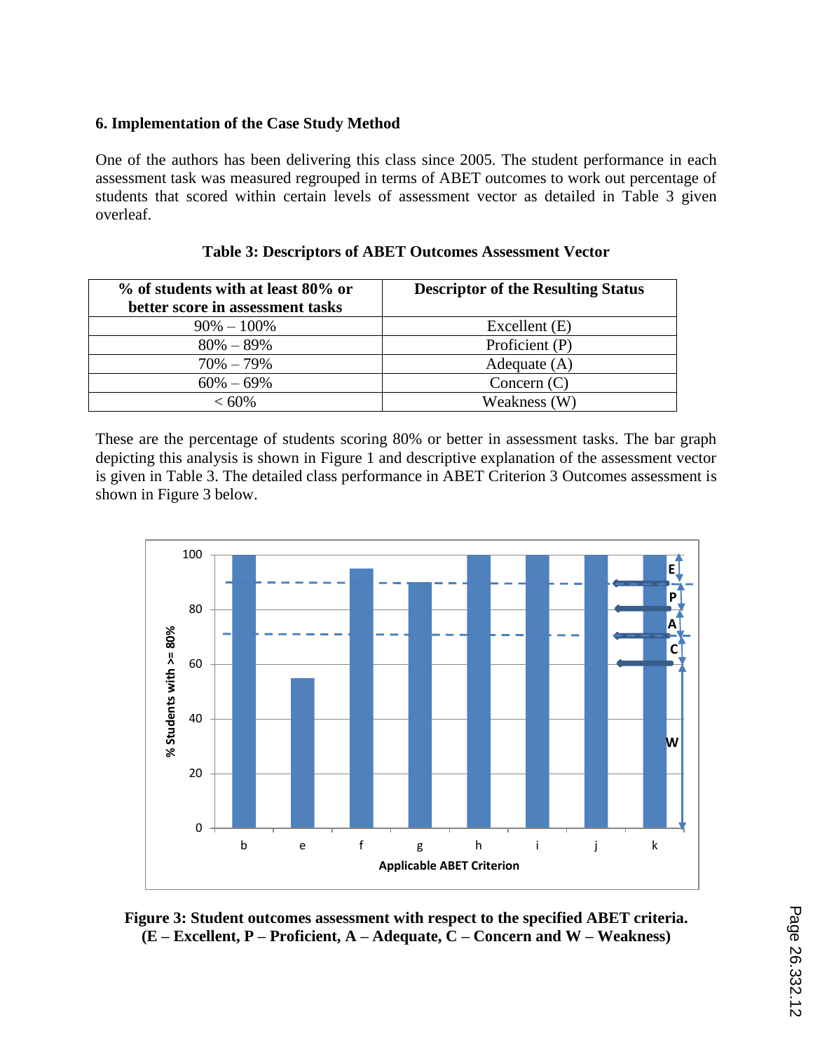### 6. Implementation of the Case Study Method

One of the authors has been delivering this class since 2005. The student performance in each assessment task was measured regrouped in terms of ABET outcomes to work out percentage of students that scored within certain levels of assessment vector as detailed in Table 3 given overleaf.

**Table 3: Descriptors of ABET Outcomes Assessment Vector**

| % of students with at least 80% or better score in assessment tasks | Descriptor of the Resulting Status |
|---|---|
| 90% – 100% | Excellent (E) |
| 80% – 89% | Proficient (P) |
| 70% – 79% | Adequate (A) |
| 60% – 69% | Concern (C) |
| < 60% | Weakness (W) |

These are the percentage of students scoring 80% or better in assessment tasks. The bar graph depicting this analysis is shown in Figure 1 and descriptive explanation of the assessment vector is given in Table 3. The detailed class performance in ABET Criterion 3 Outcomes assessment is shown in Figure 3 below.

**Figure 3: Student outcomes assessment with respect to the specified ABET criteria. (E – Excellent, P – Proficient, A – Adequate, C – Concern and W – Weakness)**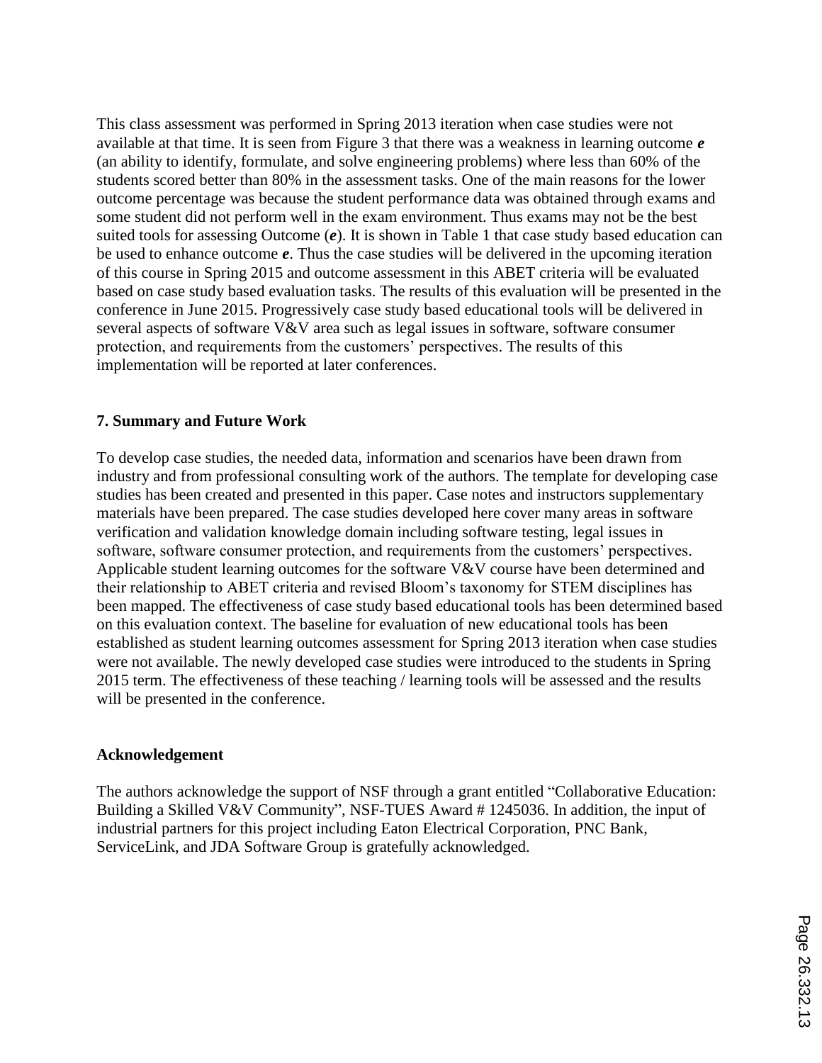This class assessment was performed in Spring 2013 iteration when case studies were not available at that time. It is seen from Figure 3 that there was a weakness in learning outcome ***e*** (an ability to identify, formulate, and solve engineering problems) where less than 60% of the students scored better than 80% in the assessment tasks. One of the main reasons for the lower outcome percentage was because the student performance data was obtained through exams and some student did not perform well in the exam environment. Thus exams may not be the best suited tools for assessing Outcome (***e***). It is shown in Table 1 that case study based education can be used to enhance outcome ***e***. Thus the case studies will be delivered in the upcoming iteration of this course in Spring 2015 and outcome assessment in this ABET criteria will be evaluated based on case study based evaluation tasks. The results of this evaluation will be presented in the conference in June 2015. Progressively case study based educational tools will be delivered in several aspects of software V&V area such as legal issues in software, software consumer protection, and requirements from the customers' perspectives. The results of this implementation will be reported at later conferences.

## 7. Summary and Future Work

To develop case studies, the needed data, information and scenarios have been drawn from industry and from professional consulting work of the authors. The template for developing case studies has been created and presented in this paper. Case notes and instructors supplementary materials have been prepared. The case studies developed here cover many areas in software verification and validation knowledge domain including software testing, legal issues in software, software consumer protection, and requirements from the customers' perspectives. Applicable student learning outcomes for the software V&V course have been determined and their relationship to ABET criteria and revised Bloom's taxonomy for STEM disciplines has been mapped. The effectiveness of case study based educational tools has been determined based on this evaluation context. The baseline for evaluation of new educational tools has been established as student learning outcomes assessment for Spring 2013 iteration when case studies were not available. The newly developed case studies were introduced to the students in Spring 2015 term. The effectiveness of these teaching / learning tools will be assessed and the results will be presented in the conference.

## Acknowledgement

The authors acknowledge the support of NSF through a grant entitled "Collaborative Education: Building a Skilled V&V Community", NSF-TUES Award # 1245036. In addition, the input of industrial partners for this project including Eaton Electrical Corporation, PNC Bank, ServiceLink, and JDA Software Group is gratefully acknowledged.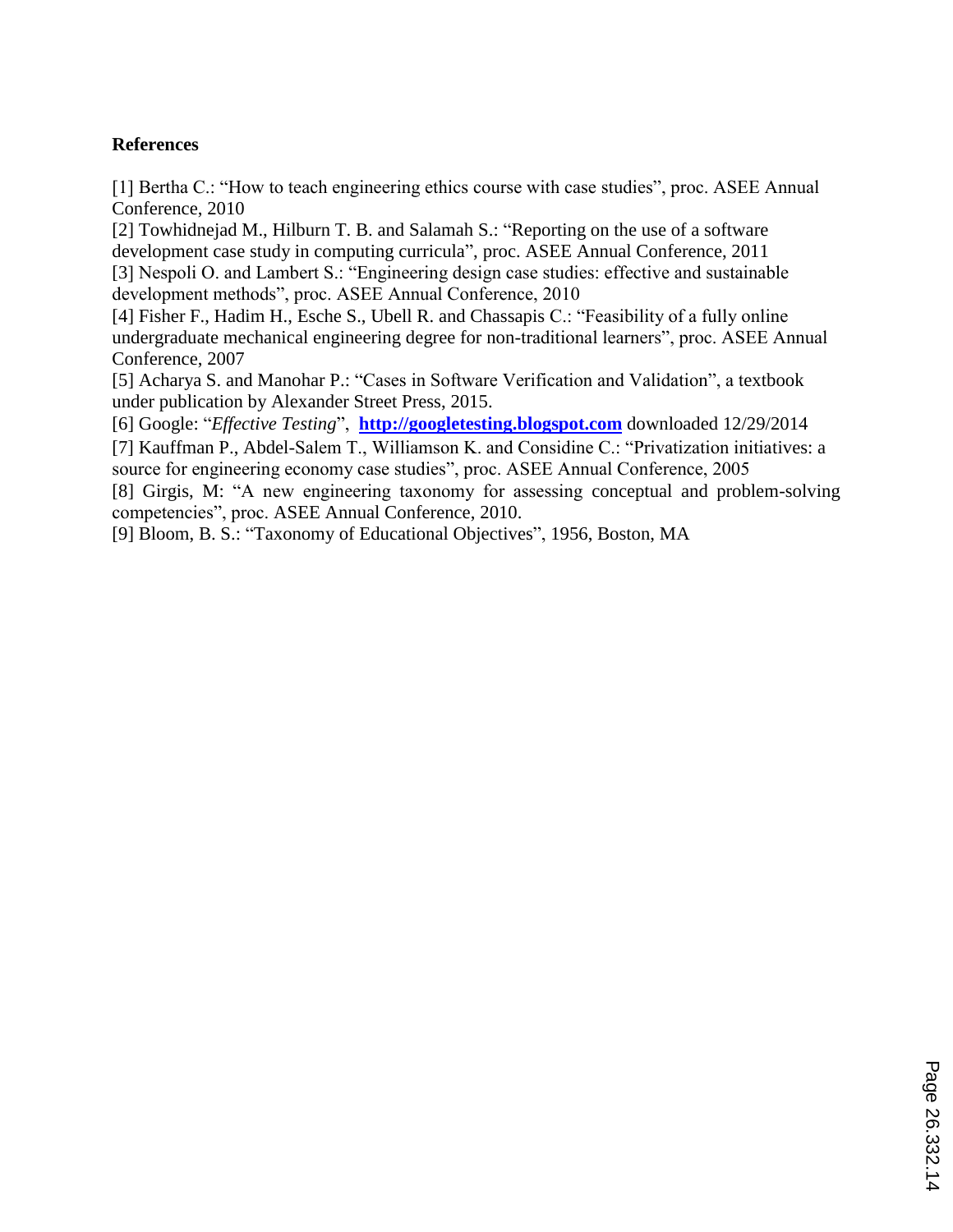## References

[1] Bertha C.: "How to teach engineering ethics course with case studies", proc. ASEE Annual Conference, 2010

[2] Towhidnejad M., Hilburn T. B. and Salamah S.: "Reporting on the use of a software development case study in computing curricula", proc. ASEE Annual Conference, 2011

[3] Nespoli O. and Lambert S.: "Engineering design case studies: effective and sustainable development methods", proc. ASEE Annual Conference, 2010

[4] Fisher F., Hadim H., Esche S., Ubell R. and Chassapis C.: "Feasibility of a fully online undergraduate mechanical engineering degree for non-traditional learners", proc. ASEE Annual Conference, 2007

[5] Acharya S. and Manohar P.: "Cases in Software Verification and Validation", a textbook under publication by Alexander Street Press, 2015.

[6] Google: "*Effective Testing*", **http://googletesting.blogspot.com** downloaded 12/29/2014

[7] Kauffman P., Abdel-Salem T., Williamson K. and Considine C.: "Privatization initiatives: a source for engineering economy case studies", proc. ASEE Annual Conference, 2005

[8] Girgis, M: "A new engineering taxonomy for assessing conceptual and problem-solving competencies", proc. ASEE Annual Conference, 2010.

[9] Bloom, B. S.: "Taxonomy of Educational Objectives", 1956, Boston, MA